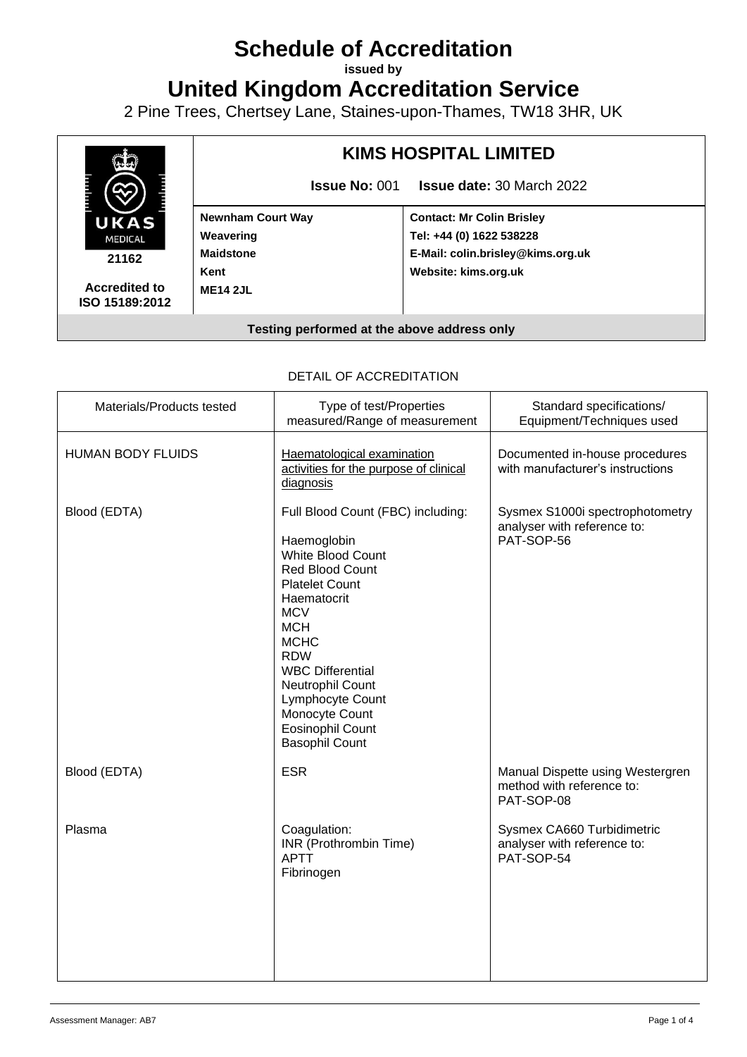# Schedule of Accreditation

**issued by**

# United Kingdom Accreditation Service

2 Pine Trees, Chertsey Lane, Staines-upon-Thames, TW18 3HR, UK

| UKAS MEDICAL 21162 Accredited to ISO 15189:2012 | **KIMS HOSPITAL LIMITED** | |
|---|---|---|
| | **Issue No:** 001 **Issue date:** 30 March 2022 | |
| | **Newnham Court Way**<br>**Weavering**<br>**Maidstone**<br>**Kent**<br>**ME14 2JL** | **Contact: Mr Colin Brisley**<br>**Tel: +44 (0) 1622 538228**<br>**E-Mail: colin.brisley@kims.org.uk**<br>**Website: kims.org.uk** |
| **Testing performed at the above address only** | | |

DETAIL OF ACCREDITATION

| Materials/Products tested | Type of test/Properties measured/Range of measurement | Standard specifications/ Equipment/Techniques used |
|---|---|---|
| HUMAN BODY FLUIDS | Haematological examination activities for the purpose of clinical diagnosis | Documented in-house procedures with manufacturer's instructions |
| Blood (EDTA) | Full Blood Count (FBC) including:<br>Haemoglobin<br>White Blood Count<br>Red Blood Count<br>Platelet Count<br>Haematocrit<br>MCV<br>MCH<br>MCHC<br>RDW<br>WBC Differential<br>Neutrophil Count<br>Lymphocyte Count<br>Monocyte Count<br>Eosinophil Count<br>Basophil Count | Sysmex S1000i spectrophotometry analyser with reference to: PAT-SOP-56 |
| Blood (EDTA) | ESR | Manual Dispette using Westergren method with reference to: PAT-SOP-08 |
| Plasma | Coagulation:<br>INR (Prothrombin Time)<br>APTT<br>Fibrinogen | Sysmex CA660 Turbidimetric analyser with reference to: PAT-SOP-54 |

Assessment Manager: AB7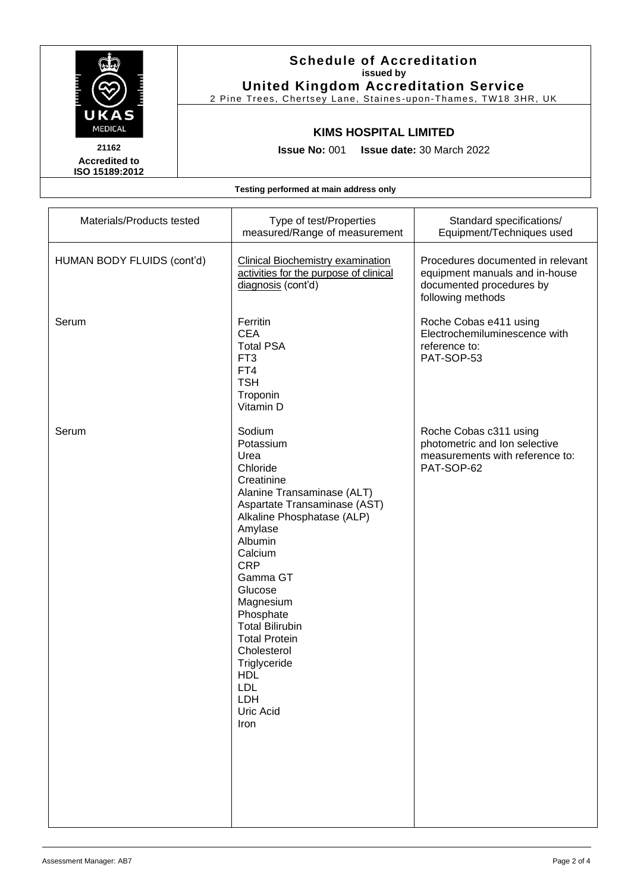**Schedule of Accreditation**
**issued by**
**United Kingdom Accreditation Service**
2 Pine Trees, Chertsey Lane, Staines-upon-Thames, TW18 3HR, UK

**21162**
**Accredited to ISO 15189:2012**

**KIMS HOSPITAL LIMITED**

**Issue No:** 001 **Issue date:** 30 March 2022

**Testing performed at main address only**

| Materials/Products tested | Type of test/Properties measured/Range of measurement | Standard specifications/ Equipment/Techniques used |
|---|---|---|
| HUMAN BODY FLUIDS (cont'd) | Clinical Biochemistry examination activities for the purpose of clinical diagnosis (cont'd) | Procedures documented in relevant equipment manuals and in-house documented procedures by following methods |
| Serum | Ferritin<br>CEA<br>Total PSA<br>FT3<br>FT4<br>TSH<br>Troponin<br>Vitamin D | Roche Cobas e411 using Electrochemiluminescence with reference to:<br>PAT-SOP-53 |
| Serum | Sodium<br>Potassium<br>Urea<br>Chloride<br>Creatinine<br>Alanine Transaminase (ALT)<br>Aspartate Transaminase (AST)<br>Alkaline Phosphatase (ALP)<br>Amylase<br>Albumin<br>Calcium<br>CRP<br>Gamma GT<br>Glucose<br>Magnesium<br>Phosphate<br>Total Bilirubin<br>Total Protein<br>Cholesterol<br>Triglyceride<br>HDL<br>LDL<br>LDH<br>Uric Acid<br>Iron | Roche Cobas c311 using photometric and Ion selective measurements with reference to:<br>PAT-SOP-62 |

Assessment Manager: AB7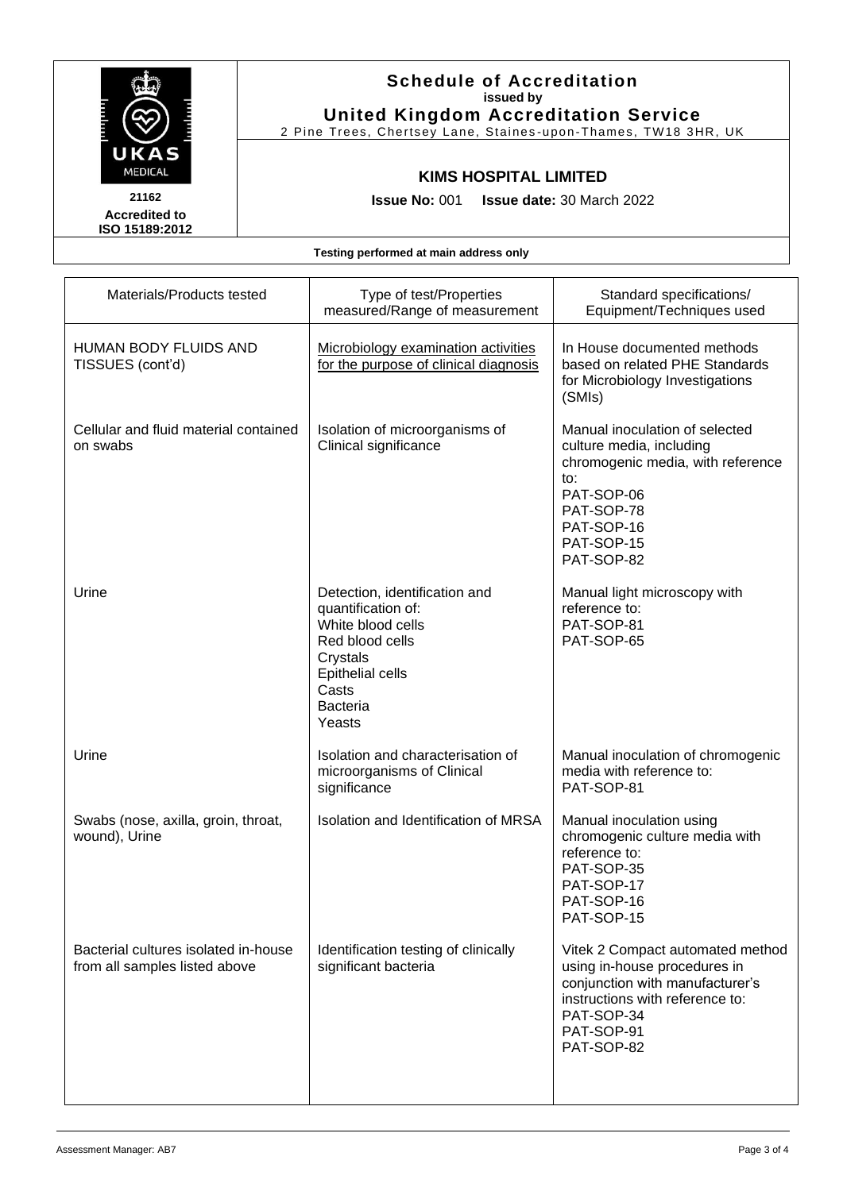## Schedule of Accreditation
**issued by**
**United Kingdom Accreditation Service**
2 Pine Trees, Chertsey Lane, Staines-upon-Thames, TW18 3HR, UK

**21162**
**Accredited to ISO 15189:2012**

### KIMS HOSPITAL LIMITED

**Issue No:** 001 **Issue date:** 30 March 2022

**Testing performed at main address only**

| Materials/Products tested | Type of test/Properties measured/Range of measurement | Standard specifications/ Equipment/Techniques used |
|---|---|---|
| HUMAN BODY FLUIDS AND TISSUES (cont'd) | Microbiology examination activities for the purpose of clinical diagnosis | In House documented methods based on related PHE Standards for Microbiology Investigations (SMIs) |
| Cellular and fluid material contained on swabs | Isolation of microorganisms of Clinical significance | Manual inoculation of selected culture media, including chromogenic media, with reference to:<br>PAT-SOP-06<br>PAT-SOP-78<br>PAT-SOP-16<br>PAT-SOP-15<br>PAT-SOP-82 |
| Urine | Detection, identification and quantification of:<br>White blood cells<br>Red blood cells<br>Crystals<br>Epithelial cells<br>Casts<br>Bacteria<br>Yeasts | Manual light microscopy with reference to:<br>PAT-SOP-81<br>PAT-SOP-65 |
| Urine | Isolation and characterisation of microorganisms of Clinical significance | Manual inoculation of chromogenic media with reference to:<br>PAT-SOP-81 |
| Swabs (nose, axilla, groin, throat, wound), Urine | Isolation and Identification of MRSA | Manual inoculation using chromogenic culture media with reference to:<br>PAT-SOP-35<br>PAT-SOP-17<br>PAT-SOP-16<br>PAT-SOP-15 |
| Bacterial cultures isolated in-house from all samples listed above | Identification testing of clinically significant bacteria | Vitek 2 Compact automated method using in-house procedures in conjunction with manufacturer's instructions with reference to:<br>PAT-SOP-34<br>PAT-SOP-91<br>PAT-SOP-82 |

Assessment Manager: AB7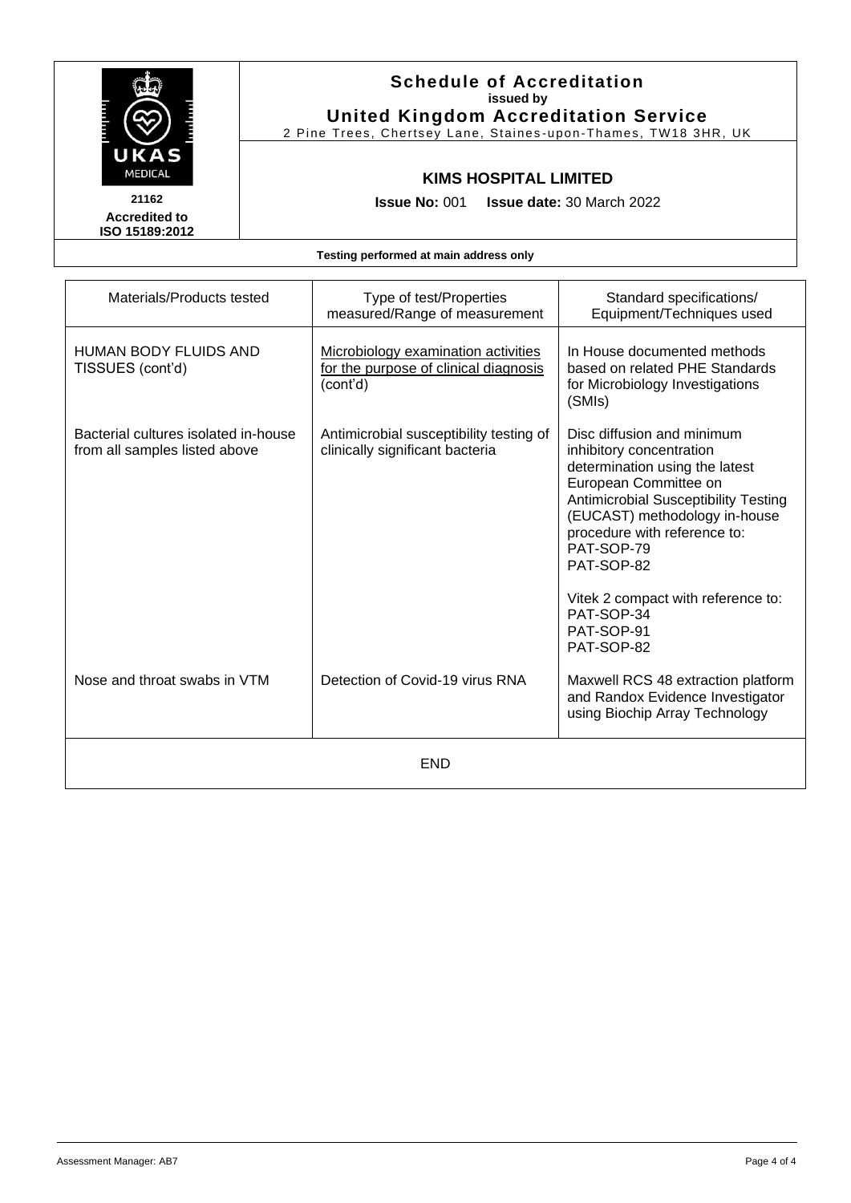**Schedule of Accreditation**
**issued by**
**United Kingdom Accreditation Service**
2 Pine Trees, Chertsey Lane, Staines-upon-Thames, TW18 3HR, UK

UKAS MEDICAL

**21162**
**Accredited to ISO 15189:2012**

**KIMS HOSPITAL LIMITED**

**Issue No:** 001 **Issue date:** 30 March 2022

**Testing performed at main address only**

| Materials/Products tested | Type of test/Properties measured/Range of measurement | Standard specifications/ Equipment/Techniques used |
|---|---|---|
| HUMAN BODY FLUIDS AND TISSUES (cont'd) | Microbiology examination activities for the purpose of clinical diagnosis (cont'd) | In House documented methods based on related PHE Standards for Microbiology Investigations (SMIs) |
| Bacterial cultures isolated in-house from all samples listed above | Antimicrobial susceptibility testing of clinically significant bacteria | Disc diffusion and minimum inhibitory concentration determination using the latest European Committee on Antimicrobial Susceptibility Testing (EUCAST) methodology in-house procedure with reference to: PAT-SOP-79 PAT-SOP-82<br><br>Vitek 2 compact with reference to: PAT-SOP-34 PAT-SOP-91 PAT-SOP-82 |
| Nose and throat swabs in VTM | Detection of Covid-19 virus RNA | Maxwell RCS 48 extraction platform and Randox Evidence Investigator using Biochip Array Technology |

END

Assessment Manager: AB7